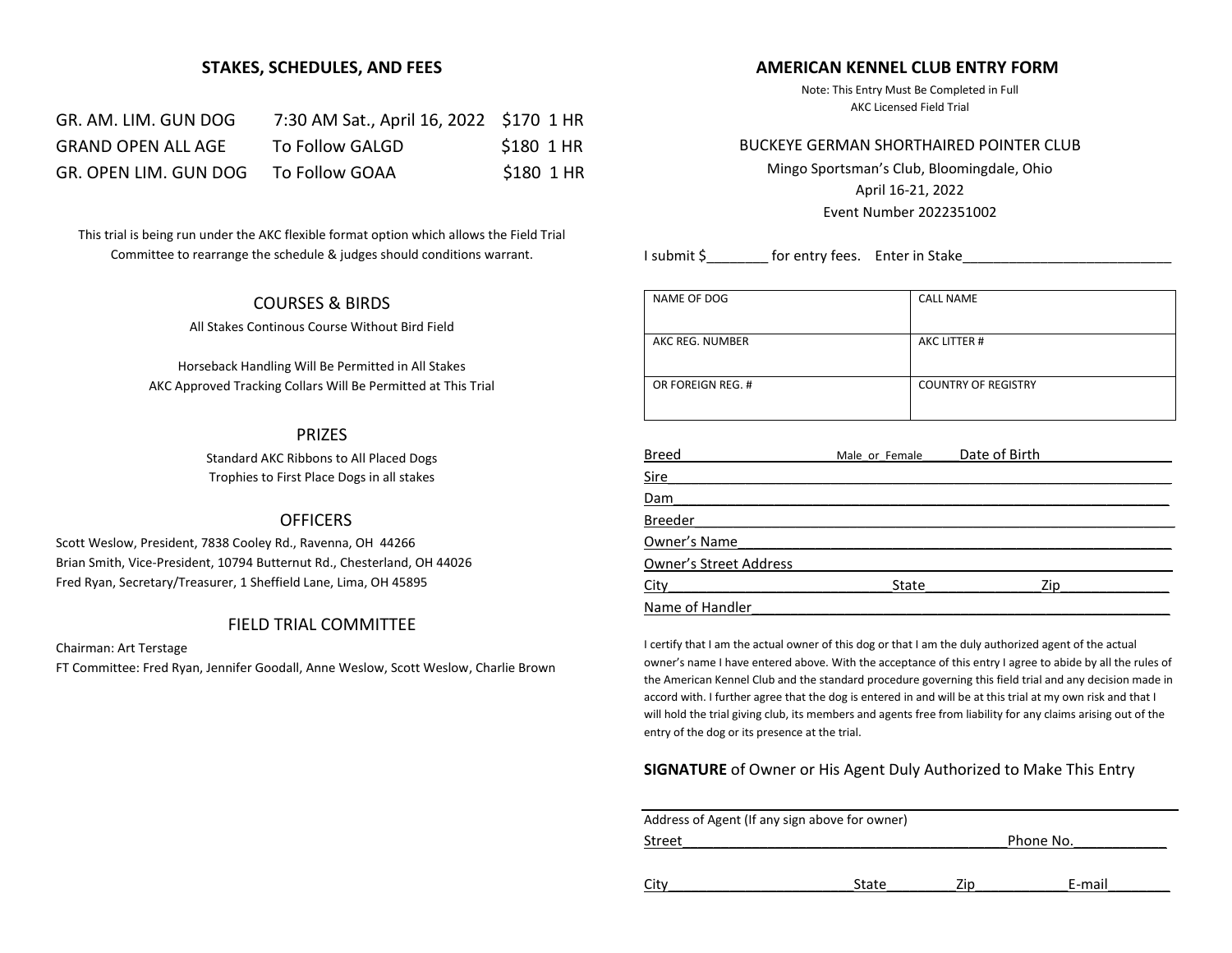## STAKES, SCHEDULES, AND FEES

| | | | |
|---|---|---|---|
| GR. AM. LIM. GUN DOG | 7:30 AM Sat., April 16, 2022 | $170 | 1 HR |
| GRAND OPEN ALL AGE | To Follow GALGD | $180 | 1 HR |
| GR. OPEN LIM. GUN DOG | To Follow GOAA | $180 | 1 HR |

This trial is being run under the AKC flexible format option which allows the Field Trial Committee to rearrange the schedule & judges should conditions warrant.

### COURSES & BIRDS

All Stakes Continous Course Without Bird Field

Horseback Handling Will Be Permitted in All Stakes
AKC Approved Tracking Collars Will Be Permitted at This Trial

### PRIZES

Standard AKC Ribbons to All Placed Dogs
Trophies to First Place Dogs in all stakes

### OFFICERS

Scott Weslow, President, 7838 Cooley Rd., Ravenna, OH 44266
Brian Smith, Vice-President, 10794 Butternut Rd., Chesterland, OH 44026
Fred Ryan, Secretary/Treasurer, 1 Sheffield Lane, Lima, OH 45895

### FIELD TRIAL COMMITTEE

Chairman: Art Terstage
FT Committee: Fred Ryan, Jennifer Goodall, Anne Weslow, Scott Weslow, Charlie Brown

## AMERICAN KENNEL CLUB ENTRY FORM

Note: This Entry Must Be Completed in Full
AKC Licensed Field Trial

BUCKEYE GERMAN SHORTHAIRED POINTER CLUB
Mingo Sportsman's Club, Bloomingdale, Ohio
April 16-21, 2022
Event Number 2022351002

I submit $________ for entry fees. Enter in Stake___________________________

| NAME OF DOG | CALL NAME |
|---|---|
| AKC REG. NUMBER | AKC LITTER # |
| OR FOREIGN REG. # | COUNTRY OF REGISTRY |

Breed____________________ Male_or_Female_____ Date of Birth_________________
Sire_______________________________________________________________
Dam_______________________________________________________________
Breeder_____________________________________________________________
Owner's Name________________________________________________________
Owner's Street Address_________________________________________________
City______________________________State_______________Zip______________
Name of Handler______________________________________________________

I certify that I am the actual owner of this dog or that I am the duly authorized agent of the actual owner's name I have entered above. With the acceptance of this entry I agree to abide by all the rules of the American Kennel Club and the standard procedure governing this field trial and any decision made in accord with. I further agree that the dog is entered in and will be at this trial at my own risk and that I will hold the trial giving club, its members and agents free from liability for any claims arising out of the entry of the dog or its presence at the trial.

**SIGNATURE** of Owner or His Agent Duly Authorized to Make This Entry

_______________________________________________________________

Address of Agent (If any sign above for owner)
Street____________________________________________Phone No.____________

City________________________State_________Zip____________E-mail________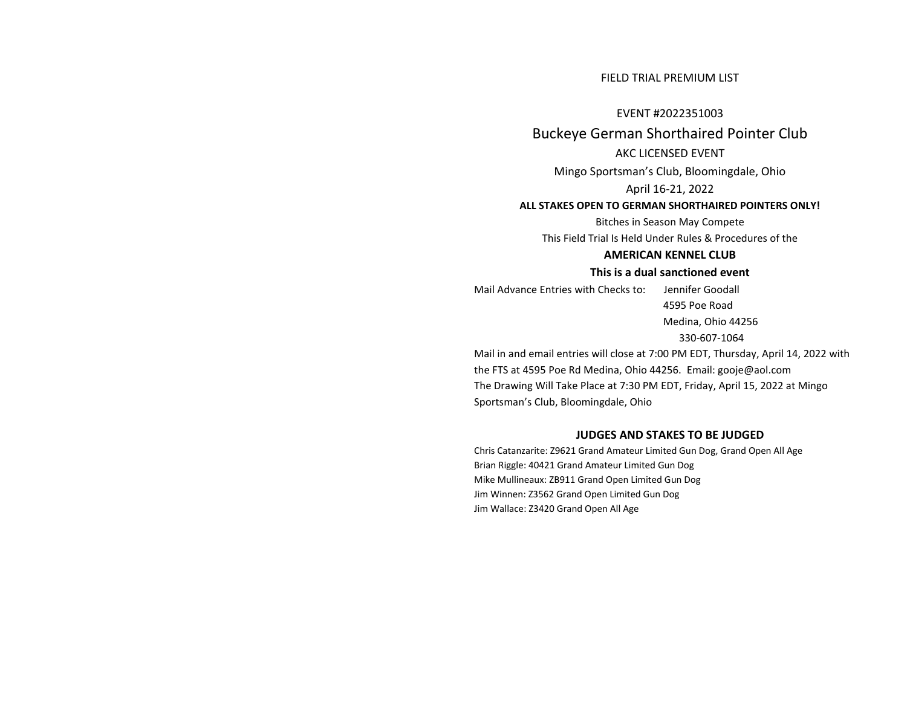FIELD TRIAL PREMIUM LIST

EVENT #2022351003

# Buckeye German Shorthaired Pointer Club

AKC LICENSED EVENT

Mingo Sportsman's Club, Bloomingdale, Ohio

April 16-21, 2022

**ALL STAKES OPEN TO GERMAN SHORTHAIRED POINTERS ONLY!**

Bitches in Season May Compete

This Field Trial Is Held Under Rules & Procedures of the

**AMERICAN KENNEL CLUB**

**This is a dual sanctioned event**

Mail Advance Entries with Checks to: Jennifer Goodall
4595 Poe Road
Medina, Ohio 44256
330-607-1064

Mail in and email entries will close at 7:00 PM EDT, Thursday, April 14, 2022 with the FTS at 4595 Poe Rd Medina, Ohio 44256. Email: gooje@aol.com

The Drawing Will Take Place at 7:30 PM EDT, Friday, April 15, 2022 at Mingo Sportsman's Club, Bloomingdale, Ohio

## JUDGES AND STAKES TO BE JUDGED

Chris Catanzarite: Z9621 Grand Amateur Limited Gun Dog, Grand Open All Age
Brian Riggle: 40421 Grand Amateur Limited Gun Dog
Mike Mullineaux: ZB911 Grand Open Limited Gun Dog
Jim Winnen: Z3562 Grand Open Limited Gun Dog
Jim Wallace: Z3420 Grand Open All Age